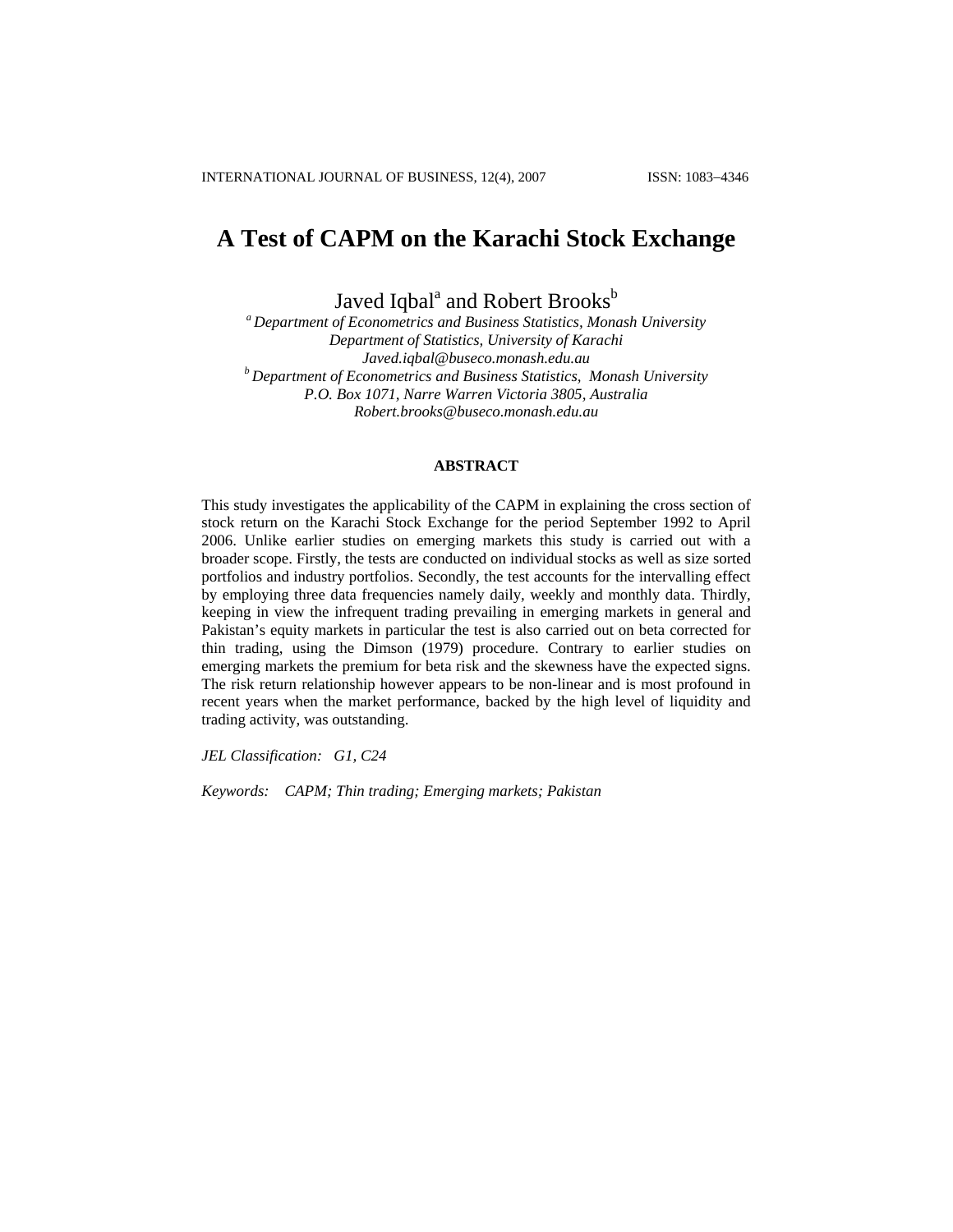# A Test of CAPM on the Karachi Stock Exchange

Javed Iqbal[a] and Robert Brooks[b]

[a] *Department of Econometrics and Business Statistics, Monash University*
*Department of Statistics, University of Karachi*
*Javed.iqbal@buseco.monash.edu.au*
[b] *Department of Econometrics and Business Statistics, Monash University*
*P.O. Box 1071, Narre Warren Victoria 3805, Australia*
*Robert.brooks@buseco.monash.edu.au*

## ABSTRACT

This study investigates the applicability of the CAPM in explaining the cross section of stock return on the Karachi Stock Exchange for the period September 1992 to April 2006. Unlike earlier studies on emerging markets this study is carried out with a broader scope. Firstly, the tests are conducted on individual stocks as well as size sorted portfolios and industry portfolios. Secondly, the test accounts for the intervalling effect by employing three data frequencies namely daily, weekly and monthly data. Thirdly, keeping in view the infrequent trading prevailing in emerging markets in general and Pakistan's equity markets in particular the test is also carried out on beta corrected for thin trading, using the Dimson (1979) procedure. Contrary to earlier studies on emerging markets the premium for beta risk and the skewness have the expected signs. The risk return relationship however appears to be non-linear and is most profound in recent years when the market performance, backed by the high level of liquidity and trading activity, was outstanding.

*JEL Classification:* *G1, C24*

*Keywords:* *CAPM; Thin trading; Emerging markets; Pakistan*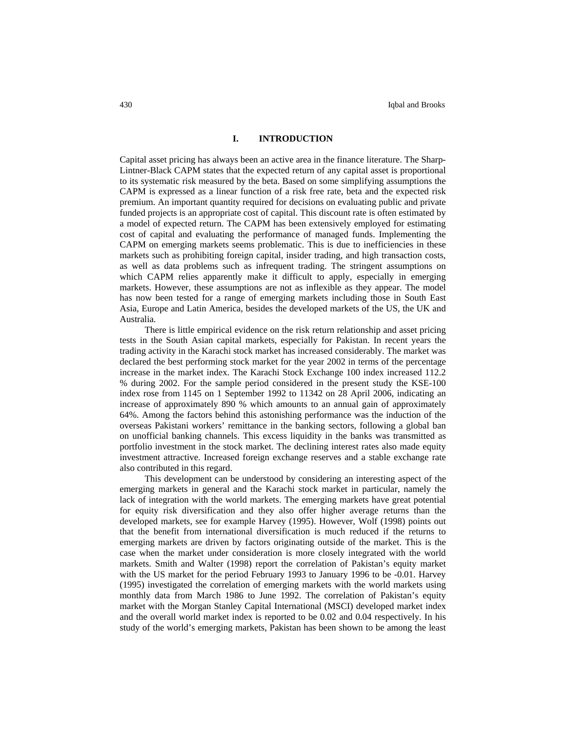## I. INTRODUCTION

Capital asset pricing has always been an active area in the finance literature. The Sharp-Lintner-Black CAPM states that the expected return of any capital asset is proportional to its systematic risk measured by the beta. Based on some simplifying assumptions the CAPM is expressed as a linear function of a risk free rate, beta and the expected risk premium. An important quantity required for decisions on evaluating public and private funded projects is an appropriate cost of capital. This discount rate is often estimated by a model of expected return. The CAPM has been extensively employed for estimating cost of capital and evaluating the performance of managed funds. Implementing the CAPM on emerging markets seems problematic. This is due to inefficiencies in these markets such as prohibiting foreign capital, insider trading, and high transaction costs, as well as data problems such as infrequent trading. The stringent assumptions on which CAPM relies apparently make it difficult to apply, especially in emerging markets. However, these assumptions are not as inflexible as they appear. The model has now been tested for a range of emerging markets including those in South East Asia, Europe and Latin America, besides the developed markets of the US, the UK and Australia.

There is little empirical evidence on the risk return relationship and asset pricing tests in the South Asian capital markets, especially for Pakistan. In recent years the trading activity in the Karachi stock market has increased considerably. The market was declared the best performing stock market for the year 2002 in terms of the percentage increase in the market index. The Karachi Stock Exchange 100 index increased 112.2 % during 2002. For the sample period considered in the present study the KSE-100 index rose from 1145 on 1 September 1992 to 11342 on 28 April 2006, indicating an increase of approximately 890 % which amounts to an annual gain of approximately 64%. Among the factors behind this astonishing performance was the induction of the overseas Pakistani workers' remittance in the banking sectors, following a global ban on unofficial banking channels. This excess liquidity in the banks was transmitted as portfolio investment in the stock market. The declining interest rates also made equity investment attractive. Increased foreign exchange reserves and a stable exchange rate also contributed in this regard.

This development can be understood by considering an interesting aspect of the emerging markets in general and the Karachi stock market in particular, namely the lack of integration with the world markets. The emerging markets have great potential for equity risk diversification and they also offer higher average returns than the developed markets, see for example Harvey (1995). However, Wolf (1998) points out that the benefit from international diversification is much reduced if the returns to emerging markets are driven by factors originating outside of the market. This is the case when the market under consideration is more closely integrated with the world markets. Smith and Walter (1998) report the correlation of Pakistan's equity market with the US market for the period February 1993 to January 1996 to be -0.01. Harvey (1995) investigated the correlation of emerging markets with the world markets using monthly data from March 1986 to June 1992. The correlation of Pakistan's equity market with the Morgan Stanley Capital International (MSCI) developed market index and the overall world market index is reported to be 0.02 and 0.04 respectively. In his study of the world's emerging markets, Pakistan has been shown to be among the least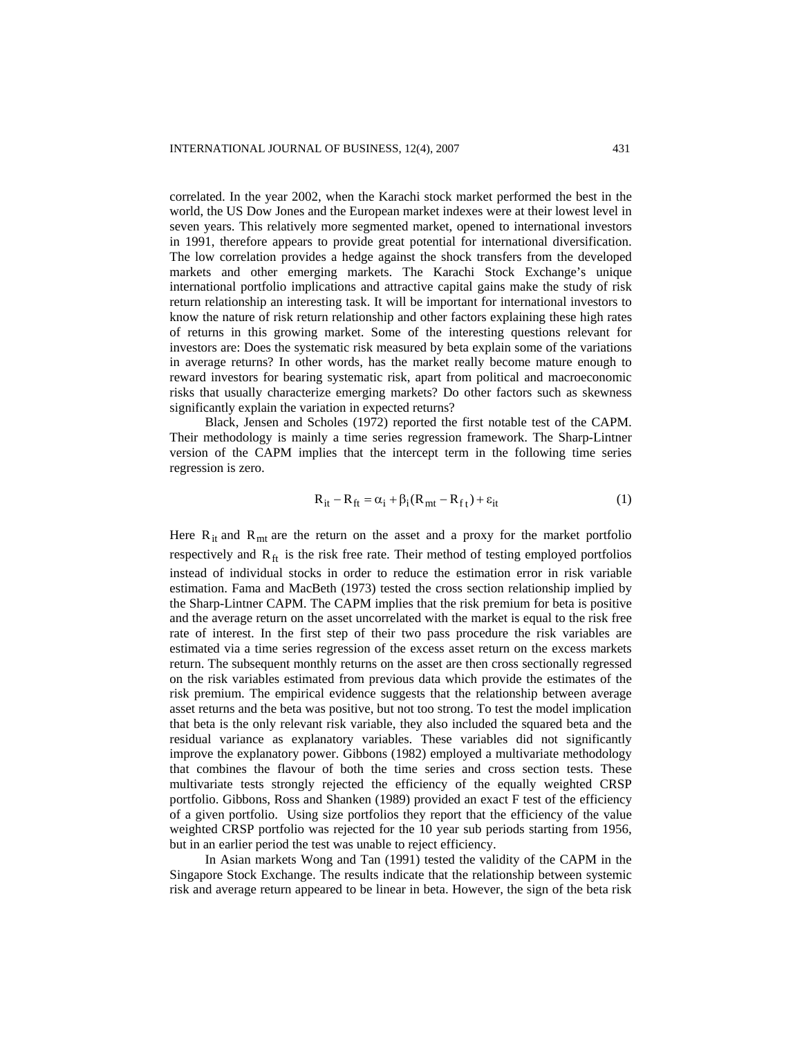correlated. In the year 2002, when the Karachi stock market performed the best in the world, the US Dow Jones and the European market indexes were at their lowest level in seven years. This relatively more segmented market, opened to international investors in 1991, therefore appears to provide great potential for international diversification. The low correlation provides a hedge against the shock transfers from the developed markets and other emerging markets. The Karachi Stock Exchange's unique international portfolio implications and attractive capital gains make the study of risk return relationship an interesting task. It will be important for international investors to know the nature of risk return relationship and other factors explaining these high rates of returns in this growing market. Some of the interesting questions relevant for investors are: Does the systematic risk measured by beta explain some of the variations in average returns? In other words, has the market really become mature enough to reward investors for bearing systematic risk, apart from political and macroeconomic risks that usually characterize emerging markets? Do other factors such as skewness significantly explain the variation in expected returns?

Black, Jensen and Scholes (1972) reported the first notable test of the CAPM. Their methodology is mainly a time series regression framework. The Sharp-Lintner version of the CAPM implies that the intercept term in the following time series regression is zero.

$$R_{it} - R_{ft} = \alpha_i + \beta_i (R_{mt} - R_{ft}) + \varepsilon_{it} \tag{1}$$

Here $R_{it}$ and $R_{mt}$ are the return on the asset and a proxy for the market portfolio respectively and $R_{ft}$ is the risk free rate. Their method of testing employed portfolios instead of individual stocks in order to reduce the estimation error in risk variable estimation. Fama and MacBeth (1973) tested the cross section relationship implied by the Sharp-Lintner CAPM. The CAPM implies that the risk premium for beta is positive and the average return on the asset uncorrelated with the market is equal to the risk free rate of interest. In the first step of their two pass procedure the risk variables are estimated via a time series regression of the excess asset return on the excess markets return. The subsequent monthly returns on the asset are then cross sectionally regressed on the risk variables estimated from previous data which provide the estimates of the risk premium. The empirical evidence suggests that the relationship between average asset returns and the beta was positive, but not too strong. To test the model implication that beta is the only relevant risk variable, they also included the squared beta and the residual variance as explanatory variables. These variables did not significantly improve the explanatory power. Gibbons (1982) employed a multivariate methodology that combines the flavour of both the time series and cross section tests. These multivariate tests strongly rejected the efficiency of the equally weighted CRSP portfolio. Gibbons, Ross and Shanken (1989) provided an exact F test of the efficiency of a given portfolio. Using size portfolios they report that the efficiency of the value weighted CRSP portfolio was rejected for the 10 year sub periods starting from 1956, but in an earlier period the test was unable to reject efficiency.

In Asian markets Wong and Tan (1991) tested the validity of the CAPM in the Singapore Stock Exchange. The results indicate that the relationship between systemic risk and average return appeared to be linear in beta. However, the sign of the beta risk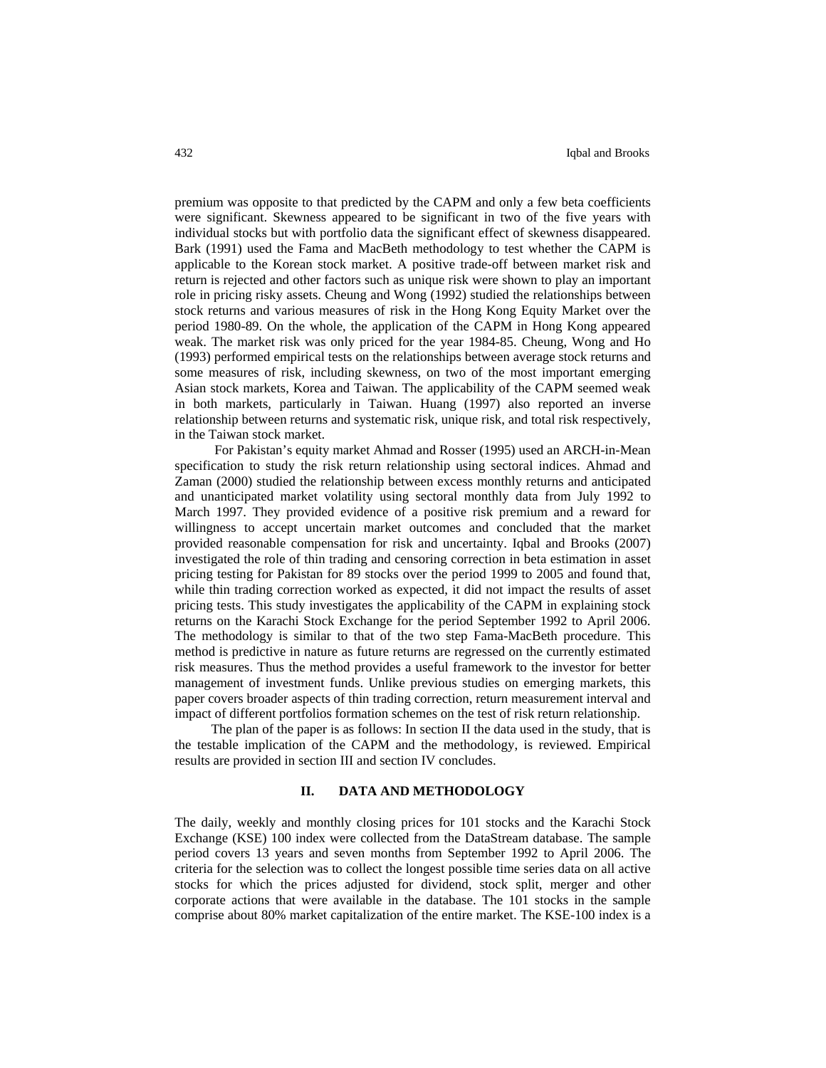premium was opposite to that predicted by the CAPM and only a few beta coefficients were significant. Skewness appeared to be significant in two of the five years with individual stocks but with portfolio data the significant effect of skewness disappeared. Bark (1991) used the Fama and MacBeth methodology to test whether the CAPM is applicable to the Korean stock market. A positive trade-off between market risk and return is rejected and other factors such as unique risk were shown to play an important role in pricing risky assets. Cheung and Wong (1992) studied the relationships between stock returns and various measures of risk in the Hong Kong Equity Market over the period 1980-89. On the whole, the application of the CAPM in Hong Kong appeared weak. The market risk was only priced for the year 1984-85. Cheung, Wong and Ho (1993) performed empirical tests on the relationships between average stock returns and some measures of risk, including skewness, on two of the most important emerging Asian stock markets, Korea and Taiwan. The applicability of the CAPM seemed weak in both markets, particularly in Taiwan. Huang (1997) also reported an inverse relationship between returns and systematic risk, unique risk, and total risk respectively, in the Taiwan stock market.

For Pakistan's equity market Ahmad and Rosser (1995) used an ARCH-in-Mean specification to study the risk return relationship using sectoral indices. Ahmad and Zaman (2000) studied the relationship between excess monthly returns and anticipated and unanticipated market volatility using sectoral monthly data from July 1992 to March 1997. They provided evidence of a positive risk premium and a reward for willingness to accept uncertain market outcomes and concluded that the market provided reasonable compensation for risk and uncertainty. Iqbal and Brooks (2007) investigated the role of thin trading and censoring correction in beta estimation in asset pricing testing for Pakistan for 89 stocks over the period 1999 to 2005 and found that, while thin trading correction worked as expected, it did not impact the results of asset pricing tests. This study investigates the applicability of the CAPM in explaining stock returns on the Karachi Stock Exchange for the period September 1992 to April 2006. The methodology is similar to that of the two step Fama-MacBeth procedure. This method is predictive in nature as future returns are regressed on the currently estimated risk measures. Thus the method provides a useful framework to the investor for better management of investment funds. Unlike previous studies on emerging markets, this paper covers broader aspects of thin trading correction, return measurement interval and impact of different portfolios formation schemes on the test of risk return relationship.

The plan of the paper is as follows: In section II the data used in the study, that is the testable implication of the CAPM and the methodology, is reviewed. Empirical results are provided in section III and section IV concludes.

## II. DATA AND METHODOLOGY

The daily, weekly and monthly closing prices for 101 stocks and the Karachi Stock Exchange (KSE) 100 index were collected from the DataStream database. The sample period covers 13 years and seven months from September 1992 to April 2006. The criteria for the selection was to collect the longest possible time series data on all active stocks for which the prices adjusted for dividend, stock split, merger and other corporate actions that were available in the database. The 101 stocks in the sample comprise about 80% market capitalization of the entire market. The KSE-100 index is a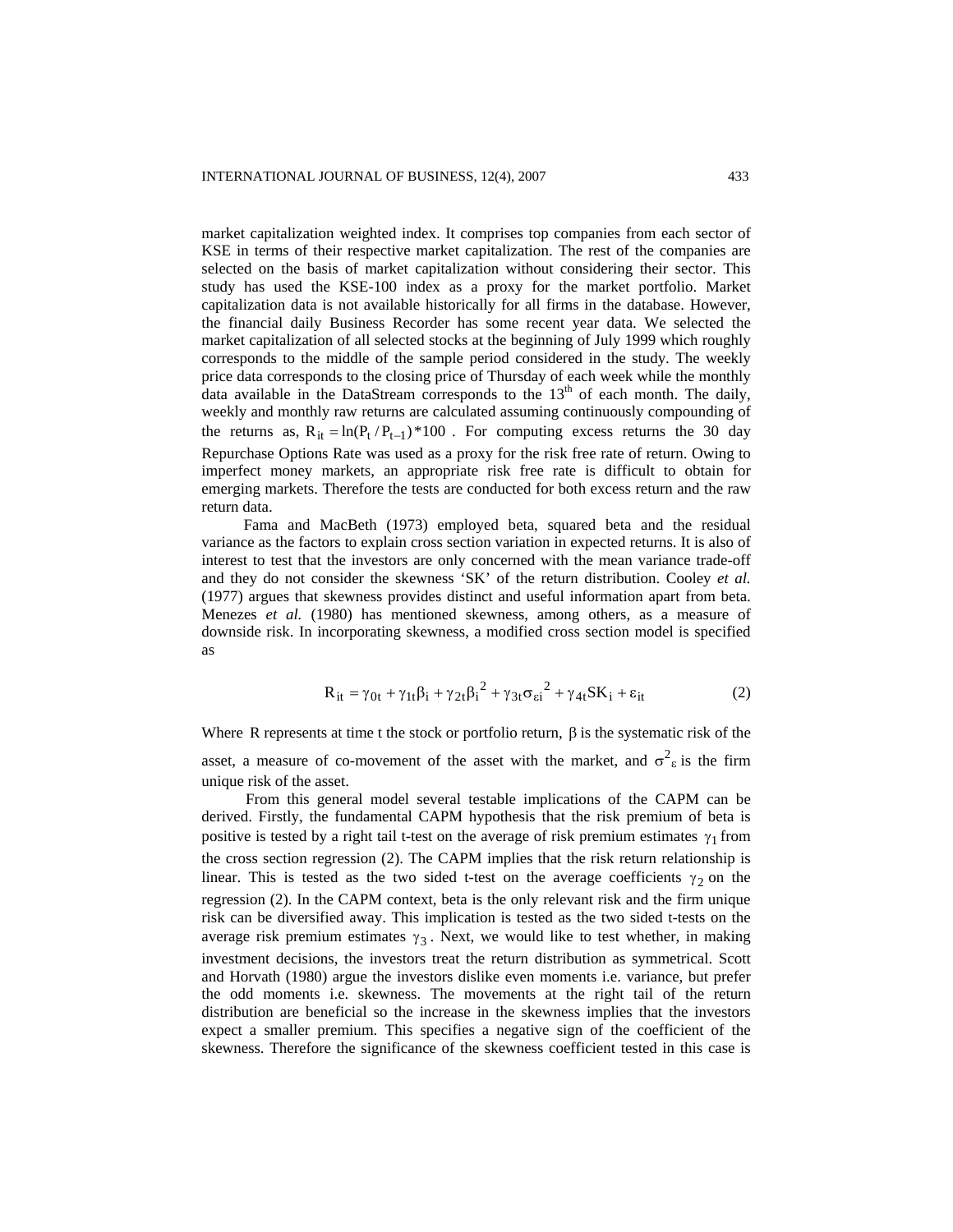market capitalization weighted index. It comprises top companies from each sector of KSE in terms of their respective market capitalization. The rest of the companies are selected on the basis of market capitalization without considering their sector. This study has used the KSE-100 index as a proxy for the market portfolio. Market capitalization data is not available historically for all firms in the database. However, the financial daily Business Recorder has some recent year data. We selected the market capitalization of all selected stocks at the beginning of July 1999 which roughly corresponds to the middle of the sample period considered in the study. The weekly price data corresponds to the closing price of Thursday of each week while the monthly data available in the DataStream corresponds to the 13th of each month. The daily, weekly and monthly raw returns are calculated assuming continuously compounding of the returns as, $R_{it} = \ln(P_t / P_{t-1}) * 100$ . For computing excess returns the 30 day Repurchase Options Rate was used as a proxy for the risk free rate of return. Owing to imperfect money markets, an appropriate risk free rate is difficult to obtain for emerging markets. Therefore the tests are conducted for both excess return and the raw return data.

Fama and MacBeth (1973) employed beta, squared beta and the residual variance as the factors to explain cross section variation in expected returns. It is also of interest to test that the investors are only concerned with the mean variance trade-off and they do not consider the skewness 'SK' of the return distribution. Cooley *et al.* (1977) argues that skewness provides distinct and useful information apart from beta. Menezes *et al.* (1980) has mentioned skewness, among others, as a measure of downside risk. In incorporating skewness, a modified cross section model is specified as

$$R_{it} = \gamma_{0t} + \gamma_{1t}\beta_i + \gamma_{2t}\beta_i^2 + \gamma_{3t}\sigma_{\varepsilon i}^2 + \gamma_{4t}SK_i + \varepsilon_{it} \tag{2}$$

Where R represents at time t the stock or portfolio return, $\beta$ is the systematic risk of the asset, a measure of co-movement of the asset with the market, and $\sigma^2_{\varepsilon}$ is the firm unique risk of the asset.

From this general model several testable implications of the CAPM can be derived. Firstly, the fundamental CAPM hypothesis that the risk premium of beta is positive is tested by a right tail t-test on the average of risk premium estimates $\gamma_1$ from the cross section regression (2). The CAPM implies that the risk return relationship is linear. This is tested as the two sided t-test on the average coefficients $\gamma_2$ on the regression (2). In the CAPM context, beta is the only relevant risk and the firm unique risk can be diversified away. This implication is tested as the two sided t-tests on the average risk premium estimates $\gamma_3$. Next, we would like to test whether, in making investment decisions, the investors treat the return distribution as symmetrical. Scott and Horvath (1980) argue the investors dislike even moments i.e. variance, but prefer the odd moments i.e. skewness. The movements at the right tail of the return distribution are beneficial so the increase in the skewness implies that the investors expect a smaller premium. This specifies a negative sign of the coefficient of the skewness. Therefore the significance of the skewness coefficient tested in this case is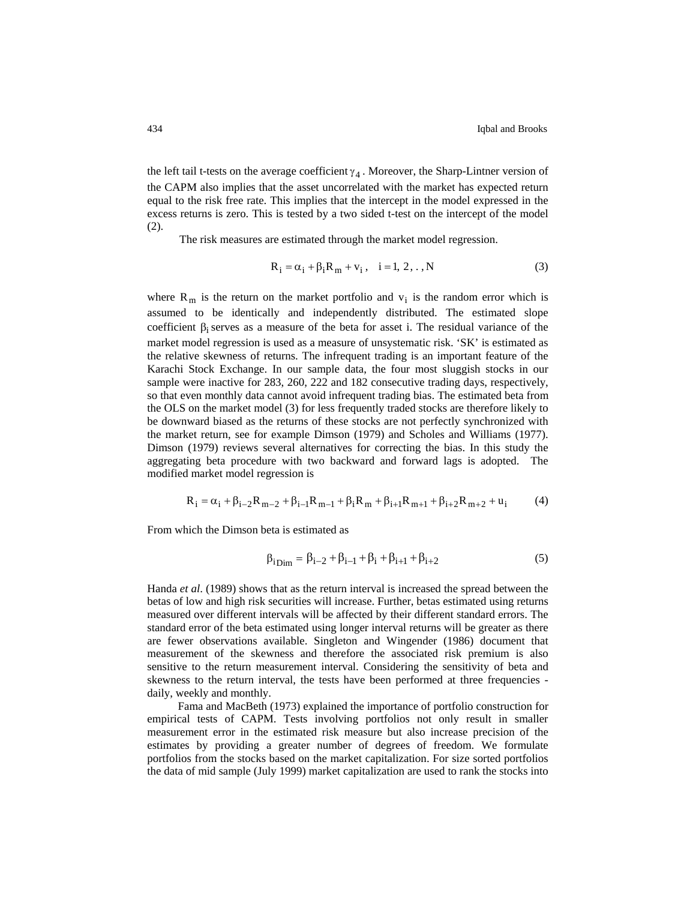the left tail t-tests on the average coefficient $\gamma_4$. Moreover, the Sharp-Lintner version of the CAPM also implies that the asset uncorrelated with the market has expected return equal to the risk free rate. This implies that the intercept in the model expressed in the excess returns is zero. This is tested by a two sided t-test on the intercept of the model (2).

The risk measures are estimated through the market model regression.

$$R_i = \alpha_i + \beta_i R_m + v_i, \quad i = 1, 2, ., N \tag{3}$$

where $R_m$ is the return on the market portfolio and $v_i$ is the random error which is assumed to be identically and independently distributed. The estimated slope coefficient $\beta_i$ serves as a measure of the beta for asset i. The residual variance of the market model regression is used as a measure of unsystematic risk. 'SK' is estimated as the relative skewness of returns. The infrequent trading is an important feature of the Karachi Stock Exchange. In our sample data, the four most sluggish stocks in our sample were inactive for 283, 260, 222 and 182 consecutive trading days, respectively, so that even monthly data cannot avoid infrequent trading bias. The estimated beta from the OLS on the market model (3) for less frequently traded stocks are therefore likely to be downward biased as the returns of these stocks are not perfectly synchronized with the market return, see for example Dimson (1979) and Scholes and Williams (1977). Dimson (1979) reviews several alternatives for correcting the bias. In this study the aggregating beta procedure with two backward and forward lags is adopted. The modified market model regression is

$$R_i = \alpha_i + \beta_{i-2} R_{m-2} + \beta_{i-1} R_{m-1} + \beta_i R_m + \beta_{i+1} R_{m+1} + \beta_{i+2} R_{m+2} + u_i \tag{4}$$

From which the Dimson beta is estimated as

$$\beta_{i\,Dim} = \beta_{i-2} + \beta_{i-1} + \beta_i + \beta_{i+1} + \beta_{i+2} \tag{5}$$

Handa *et al*. (1989) shows that as the return interval is increased the spread between the betas of low and high risk securities will increase. Further, betas estimated using returns measured over different intervals will be affected by their different standard errors. The standard error of the beta estimated using longer interval returns will be greater as there are fewer observations available. Singleton and Wingender (1986) document that measurement of the skewness and therefore the associated risk premium is also sensitive to the return measurement interval. Considering the sensitivity of beta and skewness to the return interval, the tests have been performed at three frequencies - daily, weekly and monthly.

Fama and MacBeth (1973) explained the importance of portfolio construction for empirical tests of CAPM. Tests involving portfolios not only result in smaller measurement error in the estimated risk measure but also increase precision of the estimates by providing a greater number of degrees of freedom. We formulate portfolios from the stocks based on the market capitalization. For size sorted portfolios the data of mid sample (July 1999) market capitalization are used to rank the stocks into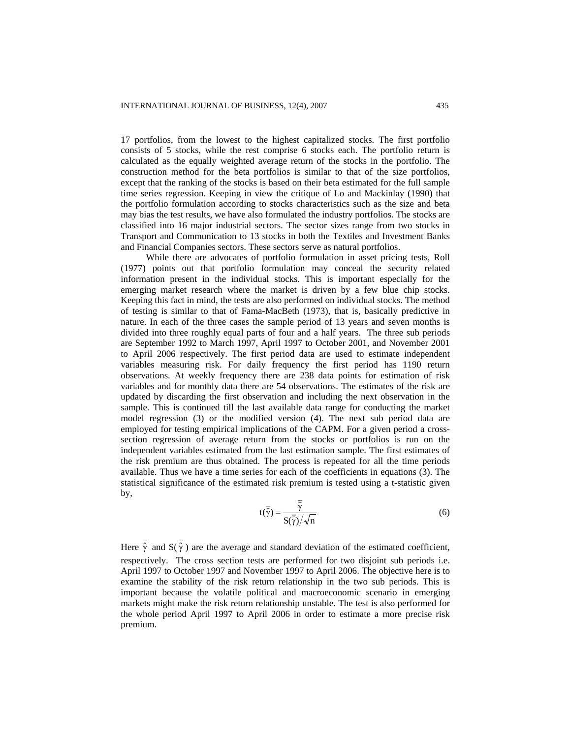17 portfolios, from the lowest to the highest capitalized stocks. The first portfolio consists of 5 stocks, while the rest comprise 6 stocks each. The portfolio return is calculated as the equally weighted average return of the stocks in the portfolio. The construction method for the beta portfolios is similar to that of the size portfolios, except that the ranking of the stocks is based on their beta estimated for the full sample time series regression. Keeping in view the critique of Lo and Mackinlay (1990) that the portfolio formulation according to stocks characteristics such as the size and beta may bias the test results, we have also formulated the industry portfolios. The stocks are classified into 16 major industrial sectors. The sector sizes range from two stocks in Transport and Communication to 13 stocks in both the Textiles and Investment Banks and Financial Companies sectors. These sectors serve as natural portfolios.

While there are advocates of portfolio formulation in asset pricing tests, Roll (1977) points out that portfolio formulation may conceal the security related information present in the individual stocks. This is important especially for the emerging market research where the market is driven by a few blue chip stocks. Keeping this fact in mind, the tests are also performed on individual stocks. The method of testing is similar to that of Fama-MacBeth (1973), that is, basically predictive in nature. In each of the three cases the sample period of 13 years and seven months is divided into three roughly equal parts of four and a half years. The three sub periods are September 1992 to March 1997, April 1997 to October 2001, and November 2001 to April 2006 respectively. The first period data are used to estimate independent variables measuring risk. For daily frequency the first period has 1190 return observations. At weekly frequency there are 238 data points for estimation of risk variables and for monthly data there are 54 observations. The estimates of the risk are updated by discarding the first observation and including the next observation in the sample. This is continued till the last available data range for conducting the market model regression (3) or the modified version (4). The next sub period data are employed for testing empirical implications of the CAPM. For a given period a cross-section regression of average return from the stocks or portfolios is run on the independent variables estimated from the last estimation sample. The first estimates of the risk premium are thus obtained. The process is repeated for all the time periods available. Thus we have a time series for each of the coefficients in equations (3). The statistical significance of the estimated risk premium is tested using a t-statistic given by,

$$t(\bar{\hat{\gamma}}) = \frac{\bar{\hat{\gamma}}}{S(\bar{\hat{\gamma}})/\sqrt{n}} \tag{6}$$

Here $\bar{\hat{\gamma}}$ and $S(\bar{\hat{\gamma}})$ are the average and standard deviation of the estimated coefficient, respectively. The cross section tests are performed for two disjoint sub periods i.e. April 1997 to October 1997 and November 1997 to April 2006. The objective here is to examine the stability of the risk return relationship in the two sub periods. This is important because the volatile political and macroeconomic scenario in emerging markets might make the risk return relationship unstable. The test is also performed for the whole period April 1997 to April 2006 in order to estimate a more precise risk premium.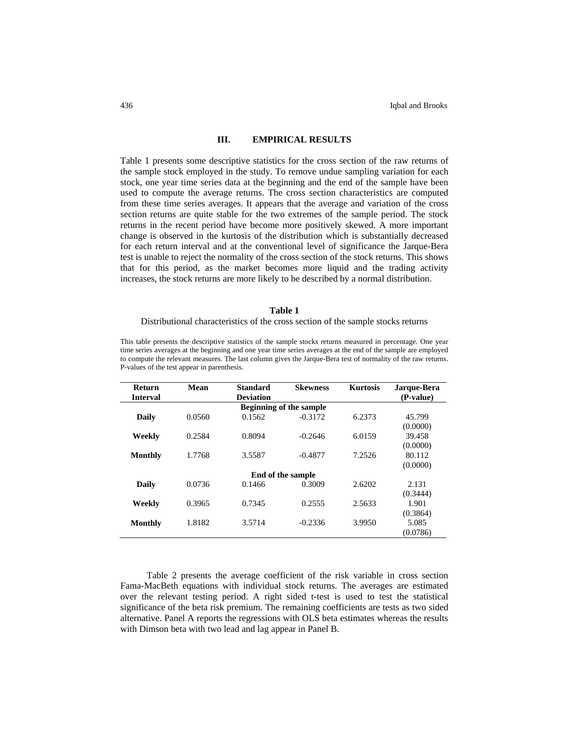## III. EMPIRICAL RESULTS

Table 1 presents some descriptive statistics for the cross section of the raw returns of the sample stock employed in the study. To remove undue sampling variation for each stock, one year time series data at the beginning and the end of the sample have been used to compute the average returns. The cross section characteristics are computed from these time series averages. It appears that the average and variation of the cross section returns are quite stable for the two extremes of the sample period. The stock returns in the recent period have become more positively skewed. A more important change is observed in the kurtosis of the distribution which is substantially decreased for each return interval and at the conventional level of significance the Jarque-Bera test is unable to reject the normality of the cross section of the stock returns. This shows that for this period, as the market becomes more liquid and the trading activity increases, the stock returns are more likely to be described by a normal distribution.

**Table 1**

Distributional characteristics of the cross section of the sample stocks returns

This table presents the descriptive statistics of the sample stocks returns measured in percentage. One year time series averages at the beginning and one year time series averages at the end of the sample are employed to compute the relevant measures. The last column gives the Jarque-Bera test of normality of the raw returns. P-values of the test appear in parenthesis.

| Return Interval | Mean | Standard Deviation | Skewness | Kurtosis | Jarque-Bera (P-value) |
|---|---|---|---|---|---|
| | | **Beginning of the sample** | | | |
| **Daily** | 0.0560 | 0.1562 | -0.3172 | 6.2373 | 45.799 (0.0000) |
| **Weekly** | 0.2584 | 0.8094 | -0.2646 | 6.0159 | 39.458 (0.0000) |
| **Monthly** | 1.7768 | 3.5587 | -0.4877 | 7.2526 | 80.112 (0.0000) |
| | | **End of the sample** | | | |
| **Daily** | 0.0736 | 0.1466 | 0.3009 | 2.6202 | 2.131 (0.3444) |
| **Weekly** | 0.3965 | 0.7345 | 0.2555 | 2.5633 | 1.901 (0.3864) |
| **Monthly** | 1.8182 | 3.5714 | -0.2336 | 3.9950 | 5.085 (0.0786) |

Table 2 presents the average coefficient of the risk variable in cross section Fama-MacBeth equations with individual stock returns. The averages are estimated over the relevant testing period. A right sided t-test is used to test the statistical significance of the beta risk premium. The remaining coefficients are tests as two sided alternative. Panel A reports the regressions with OLS beta estimates whereas the results with Dimson beta with two lead and lag appear in Panel B.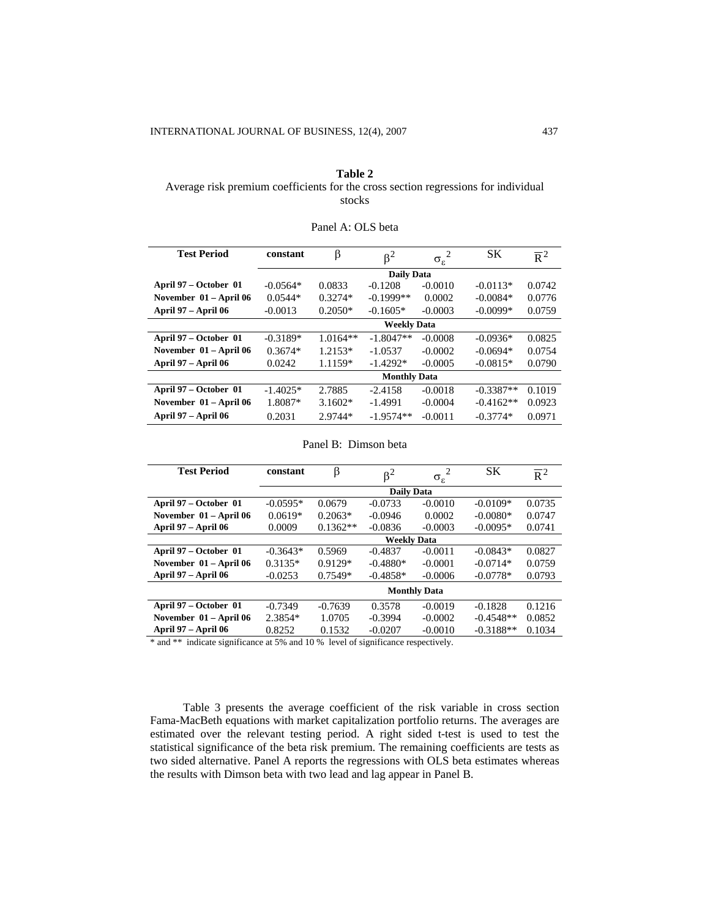**Table 2**
Average risk premium coefficients for the cross section regressions for individual stocks

Panel A: OLS beta

| Test Period | constant | $\beta$ | $\beta^2$ | $\sigma_\varepsilon^{\ 2}$ | SK | $\overline{R}^2$ |
|---|---|---|---|---|---|---|
| | | | **Daily Data** | | | |
| **April 97 – October 01** | -0.0564* | 0.0833 | -0.1208 | -0.0010 | -0.0113* | 0.0742 |
| **November 01 – April 06** | 0.0544* | 0.3274* | -0.1999** | 0.0002 | -0.0084* | 0.0776 |
| **April 97 – April 06** | -0.0013 | 0.2050* | -0.1605* | -0.0003 | -0.0099* | 0.0759 |
| | | | **Weekly Data** | | | |
| **April 97 – October 01** | -0.3189* | 1.0164** | -1.8047** | -0.0008 | -0.0936* | 0.0825 |
| **November 01 – April 06** | 0.3674* | 1.2153* | -1.0537 | -0.0002 | -0.0694* | 0.0754 |
| **April 97 – April 06** | 0.0242 | 1.1159* | -1.4292* | -0.0005 | -0.0815* | 0.0790 |
| | | | **Monthly Data** | | | |
| **April 97 – October 01** | -1.4025* | 2.7885 | -2.4158 | -0.0018 | -0.3387** | 0.1019 |
| **November 01 – April 06** | 1.8087* | 3.1602* | -1.4991 | -0.0004 | -0.4162** | 0.0923 |
| **April 97 – April 06** | 0.2031 | 2.9744* | -1.9574** | -0.0011 | -0.3774* | 0.0971 |

Panel B: Dimson beta

| Test Period | constant | $\beta$ | $\beta^2$ | $\sigma_\varepsilon^{\ 2}$ | SK | $\overline{R}^2$ |
|---|---|---|---|---|---|---|
| | | | **Daily Data** | | | |
| **April 97 – October 01** | -0.0595* | 0.0679 | -0.0733 | -0.0010 | -0.0109* | 0.0735 |
| **November 01 – April 06** | 0.0619* | 0.2063* | -0.0946 | 0.0002 | -0.0080* | 0.0747 |
| **April 97 – April 06** | 0.0009 | 0.1362** | -0.0836 | -0.0003 | -0.0095* | 0.0741 |
| | | | **Weekly Data** | | | |
| **April 97 – October 01** | -0.3643* | 0.5969 | -0.4837 | -0.0011 | -0.0843* | 0.0827 |
| **November 01 – April 06** | 0.3135* | 0.9129* | -0.4880* | -0.0001 | -0.0714* | 0.0759 |
| **April 97 – April 06** | -0.0253 | 0.7549* | -0.4858* | -0.0006 | -0.0778* | 0.0793 |
| | | | **Monthly Data** | | | |
| **April 97 – October 01** | -0.7349 | -0.7639 | 0.3578 | -0.0019 | -0.1828 | 0.1216 |
| **November 01 – April 06** | 2.3854* | 1.0705 | -0.3994 | -0.0002 | -0.4548** | 0.0852 |
| **April 97 – April 06** | 0.8252 | 0.1532 | -0.0207 | -0.0010 | -0.3188** | 0.1034 |

* and ** indicate significance at 5% and 10 % level of significance respectively.

Table 3 presents the average coefficient of the risk variable in cross section Fama-MacBeth equations with market capitalization portfolio returns. The averages are estimated over the relevant testing period. A right sided t-test is used to test the statistical significance of the beta risk premium. The remaining coefficients are tests as two sided alternative. Panel A reports the regressions with OLS beta estimates whereas the results with Dimson beta with two lead and lag appear in Panel B.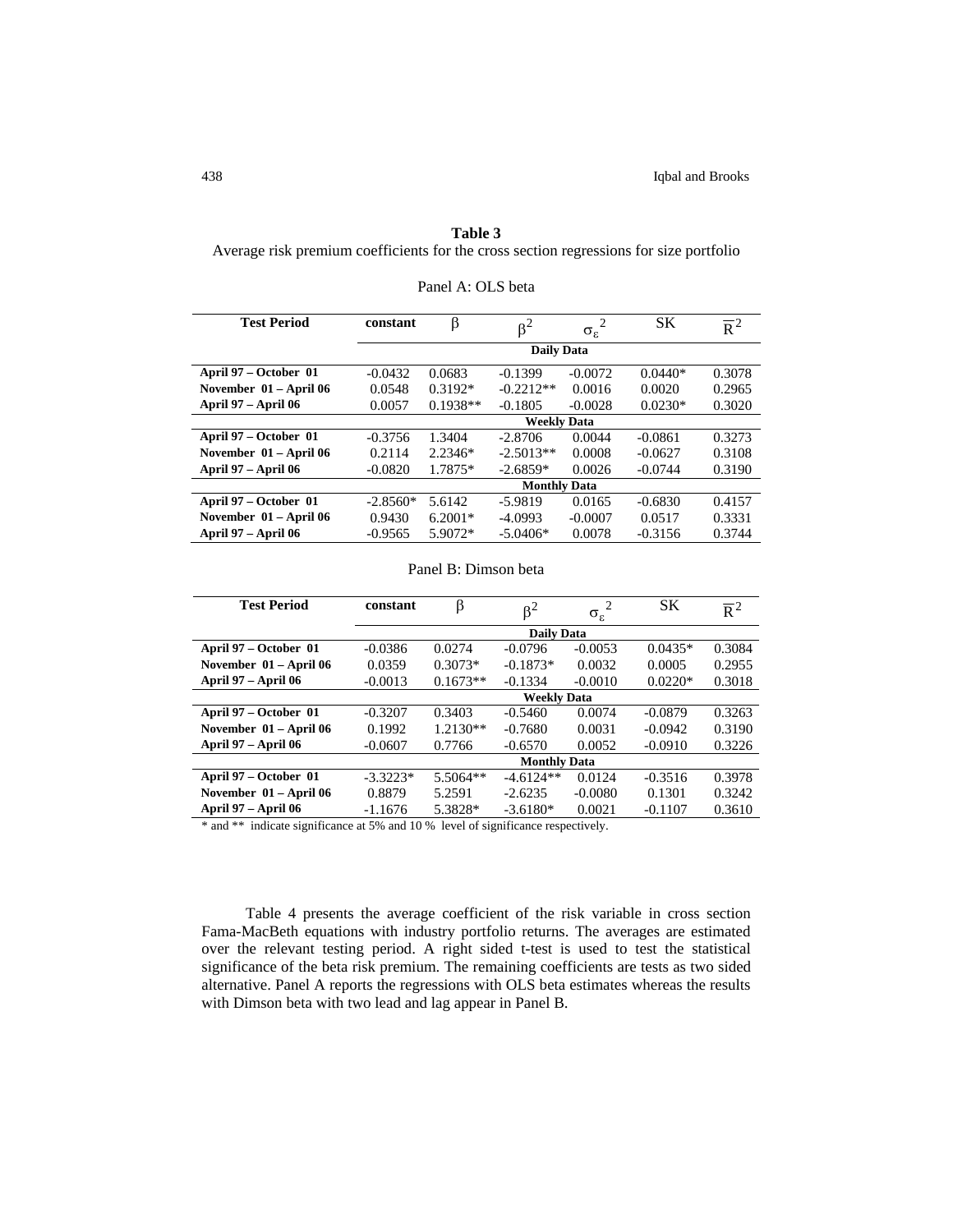**Table 3**

Average risk premium coefficients for the cross section regressions for size portfolio

Panel A: OLS beta

| Test Period | constant | $\beta$ | $\beta^2$ | $\sigma_\varepsilon^2$ | SK | $\overline{R}^2$ |
|---|---|---|---|---|---|---|
| | **Daily Data** | | | | | |
| **April 97 – October 01** | -0.0432 | 0.0683 | -0.1399 | -0.0072 | 0.0440* | 0.3078 |
| **November 01 – April 06** | 0.0548 | 0.3192* | -0.2212** | 0.0016 | 0.0020 | 0.2965 |
| **April 97 – April 06** | 0.0057 | 0.1938** | -0.1805 | -0.0028 | 0.0230* | 0.3020 |
| | **Weekly Data** | | | | | |
| **April 97 – October 01** | -0.3756 | 1.3404 | -2.8706 | 0.0044 | -0.0861 | 0.3273 |
| **November 01 – April 06** | 0.2114 | 2.2346* | -2.5013** | 0.0008 | -0.0627 | 0.3108 |
| **April 97 – April 06** | -0.0820 | 1.7875* | -2.6859* | 0.0026 | -0.0744 | 0.3190 |
| | **Monthly Data** | | | | | |
| **April 97 – October 01** | -2.8560* | 5.6142 | -5.9819 | 0.0165 | -0.6830 | 0.4157 |
| **November 01 – April 06** | 0.9430 | 6.2001* | -4.0993 | -0.0007 | 0.0517 | 0.3331 |
| **April 97 – April 06** | -0.9565 | 5.9072* | -5.0406* | 0.0078 | -0.3156 | 0.3744 |

Panel B: Dimson beta

| Test Period | constant | $\beta$ | $\beta^2$ | $\sigma_\varepsilon^2$ | SK | $\overline{R}^2$ |
|---|---|---|---|---|---|---|
| | **Daily Data** | | | | | |
| **April 97 – October 01** | -0.0386 | 0.0274 | -0.0796 | -0.0053 | 0.0435* | 0.3084 |
| **November 01 – April 06** | 0.0359 | 0.3073* | -0.1873* | 0.0032 | 0.0005 | 0.2955 |
| **April 97 – April 06** | -0.0013 | 0.1673** | -0.1334 | -0.0010 | 0.0220* | 0.3018 |
| | **Weekly Data** | | | | | |
| **April 97 – October 01** | -0.3207 | 0.3403 | -0.5460 | 0.0074 | -0.0879 | 0.3263 |
| **November 01 – April 06** | 0.1992 | 1.2130** | -0.7680 | 0.0031 | -0.0942 | 0.3190 |
| **April 97 – April 06** | -0.0607 | 0.7766 | -0.6570 | 0.0052 | -0.0910 | 0.3226 |
| | **Monthly Data** | | | | | |
| **April 97 – October 01** | -3.3223* | 5.5064** | -4.6124** | 0.0124 | -0.3516 | 0.3978 |
| **November 01 – April 06** | 0.8879 | 5.2591 | -2.6235 | -0.0080 | 0.1301 | 0.3242 |
| **April 97 – April 06** | -1.1676 | 5.3828* | -3.6180* | 0.0021 | -0.1107 | 0.3610 |

* and ** indicate significance at 5% and 10 % level of significance respectively.

Table 4 presents the average coefficient of the risk variable in cross section Fama-MacBeth equations with industry portfolio returns. The averages are estimated over the relevant testing period. A right sided t-test is used to test the statistical significance of the beta risk premium. The remaining coefficients are tests as two sided alternative. Panel A reports the regressions with OLS beta estimates whereas the results with Dimson beta with two lead and lag appear in Panel B.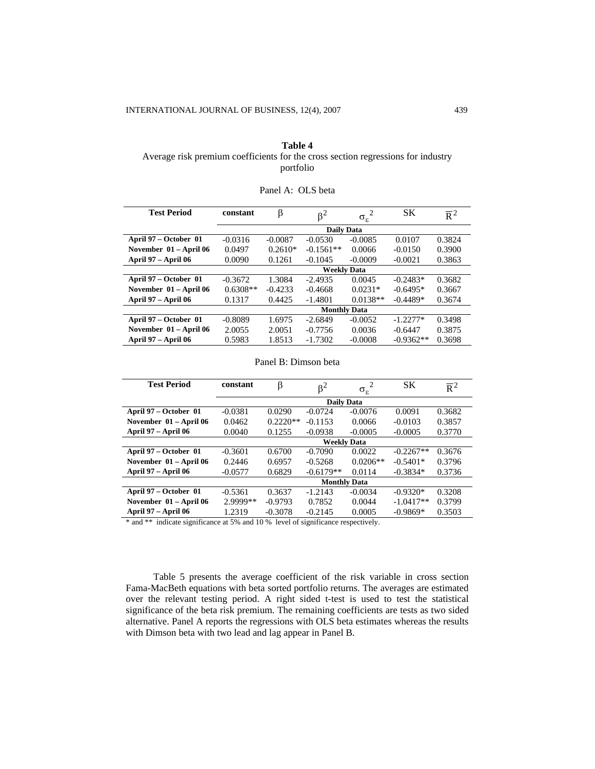**Table 4**
Average risk premium coefficients for the cross section regressions for industry portfolio

Panel A: OLS beta

| Test Period | constant | $\beta$ | $\beta^2$ | $\sigma_\varepsilon^2$ | SK | $\overline{R}^2$ |
|---|---|---|---|---|---|---|
| | | | **Daily Data** | | | |
| **April 97 – October 01** | -0.0316 | -0.0087 | -0.0530 | -0.0085 | 0.0107 | 0.3824 |
| **November 01 – April 06** | 0.0497 | 0.2610* | -0.1561** | 0.0066 | -0.0150 | 0.3900 |
| **April 97 – April 06** | 0.0090 | 0.1261 | -0.1045 | -0.0009 | -0.0021 | 0.3863 |
| | | | **Weekly Data** | | | |
| **April 97 – October 01** | -0.3672 | 1.3084 | -2.4935 | 0.0045 | -0.2483* | 0.3682 |
| **November 01 – April 06** | 0.6308** | -0.4233 | -0.4668 | 0.0231* | -0.6495* | 0.3667 |
| **April 97 – April 06** | 0.1317 | 0.4425 | -1.4801 | 0.0138** | -0.4489* | 0.3674 |
| | | | **Monthly Data** | | | |
| **April 97 – October 01** | -0.8089 | 1.6975 | -2.6849 | -0.0052 | -1.2277* | 0.3498 |
| **November 01 – April 06** | 2.0055 | 2.0051 | -0.7756 | 0.0036 | -0.6447 | 0.3875 |
| **April 97 – April 06** | 0.5983 | 1.8513 | -1.7302 | -0.0008 | -0.9362** | 0.3698 |

Panel B: Dimson beta

| Test Period | constant | $\beta$ | $\beta^2$ | $\sigma_\varepsilon^2$ | SK | $\overline{R}^2$ |
|---|---|---|---|---|---|---|
| | | | **Daily Data** | | | |
| **April 97 – October 01** | -0.0381 | 0.0290 | -0.0724 | -0.0076 | 0.0091 | 0.3682 |
| **November 01 – April 06** | 0.0462 | 0.2220** | -0.1153 | 0.0066 | -0.0103 | 0.3857 |
| **April 97 – April 06** | 0.0040 | 0.1255 | -0.0938 | -0.0005 | -0.0005 | 0.3770 |
| | | | **Weekly Data** | | | |
| **April 97 – October 01** | -0.3601 | 0.6700 | -0.7090 | 0.0022 | -0.2267** | 0.3676 |
| **November 01 – April 06** | 0.2446 | 0.6957 | -0.5268 | 0.0206** | -0.5401* | 0.3796 |
| **April 97 – April 06** | -0.0577 | 0.6829 | -0.6179** | 0.0114 | -0.3834* | 0.3736 |
| | | | **Monthly Data** | | | |
| **April 97 – October 01** | -0.5361 | 0.3637 | -1.2143 | -0.0034 | -0.9320* | 0.3208 |
| **November 01 – April 06** | 2.9999** | -0.9793 | 0.7852 | 0.0044 | -1.0417** | 0.3799 |
| **April 97 – April 06** | 1.2319 | -0.3078 | -0.2145 | 0.0005 | -0.9869* | 0.3503 |

* and ** indicate significance at 5% and 10 % level of significance respectively.

Table 5 presents the average coefficient of the risk variable in cross section Fama-MacBeth equations with beta sorted portfolio returns. The averages are estimated over the relevant testing period. A right sided t-test is used to test the statistical significance of the beta risk premium. The remaining coefficients are tests as two sided alternative. Panel A reports the regressions with OLS beta estimates whereas the results with Dimson beta with two lead and lag appear in Panel B.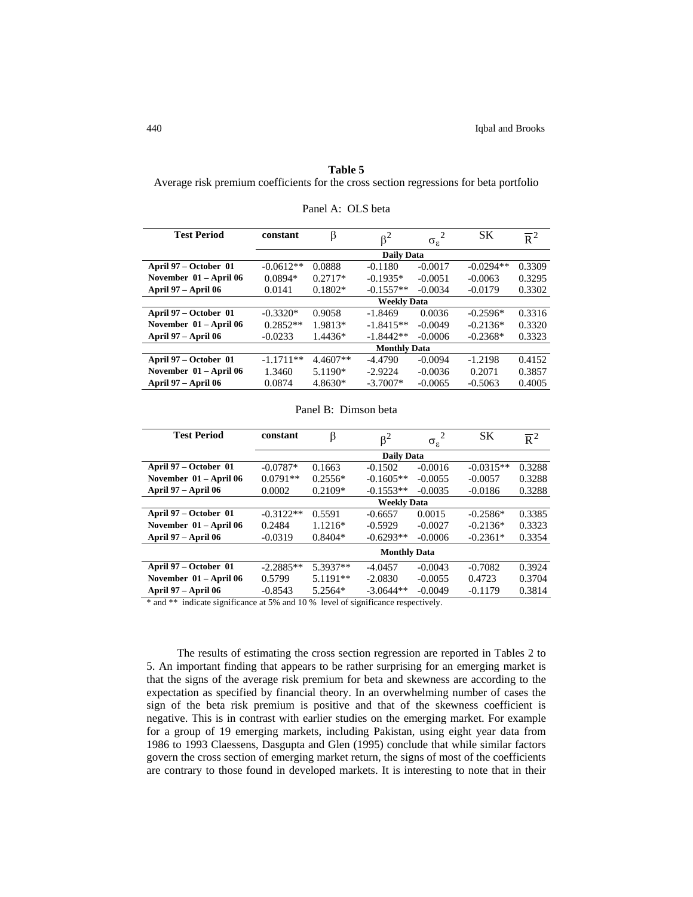**Table 5**

Average risk premium coefficients for the cross section regressions for beta portfolio

Panel A: OLS beta

| Test Period | constant | $\beta$ | $\beta^2$ | $\sigma_\varepsilon^{\ 2}$ | SK | $\overline{R}^2$ |
|---|---|---|---|---|---|---|
| | | | **Daily Data** | | | |
| **April 97 – October 01** | -0.0612** | 0.0888 | -0.1180 | -0.0017 | -0.0294** | 0.3309 |
| **November 01 – April 06** | 0.0894* | 0.2717* | -0.1935* | -0.0051 | -0.0063 | 0.3295 |
| **April 97 – April 06** | 0.0141 | 0.1802* | -0.1557** | -0.0034 | -0.0179 | 0.3302 |
| | | | **Weekly Data** | | | |
| **April 97 – October 01** | -0.3320* | 0.9058 | -1.8469 | 0.0036 | -0.2596* | 0.3316 |
| **November 01 – April 06** | 0.2852** | 1.9813* | -1.8415** | -0.0049 | -0.2136* | 0.3320 |
| **April 97 – April 06** | -0.0233 | 1.4436* | -1.8442** | -0.0006 | -0.2368* | 0.3323 |
| | | | **Monthly Data** | | | |
| **April 97 – October 01** | -1.1711** | 4.4607** | -4.4790 | -0.0094 | -1.2198 | 0.4152 |
| **November 01 – April 06** | 1.3460 | 5.1190* | -2.9224 | -0.0036 | 0.2071 | 0.3857 |
| **April 97 – April 06** | 0.0874 | 4.8630* | -3.7007* | -0.0065 | -0.5063 | 0.4005 |

Panel B: Dimson beta

| Test Period | constant | $\beta$ | $\beta^2$ | $\sigma_\varepsilon^{\ 2}$ | SK | $\overline{R}^2$ |
|---|---|---|---|---|---|---|
| | | | **Daily Data** | | | |
| **April 97 – October 01** | -0.0787* | 0.1663 | -0.1502 | -0.0016 | -0.0315** | 0.3288 |
| **November 01 – April 06** | 0.0791** | 0.2556* | -0.1605** | -0.0055 | -0.0057 | 0.3288 |
| **April 97 – April 06** | 0.0002 | 0.2109* | -0.1553** | -0.0035 | -0.0186 | 0.3288 |
| | | | **Weekly Data** | | | |
| **April 97 – October 01** | -0.3122** | 0.5591 | -0.6657 | 0.0015 | -0.2586* | 0.3385 |
| **November 01 – April 06** | 0.2484 | 1.1216* | -0.5929 | -0.0027 | -0.2136* | 0.3323 |
| **April 97 – April 06** | -0.0319 | 0.8404* | -0.6293** | -0.0006 | -0.2361* | 0.3354 |
| | | | **Monthly Data** | | | |
| **April 97 – October 01** | -2.2885** | 5.3937** | -4.0457 | -0.0043 | -0.7082 | 0.3924 |
| **November 01 – April 06** | 0.5799 | 5.1191** | -2.0830 | -0.0055 | 0.4723 | 0.3704 |
| **April 97 – April 06** | -0.8543 | 5.2564* | -3.0644** | -0.0049 | -0.1179 | 0.3814 |

* and ** indicate significance at 5% and 10 % level of significance respectively.

The results of estimating the cross section regression are reported in Tables 2 to 5. An important finding that appears to be rather surprising for an emerging market is that the signs of the average risk premium for beta and skewness are according to the expectation as specified by financial theory. In an overwhelming number of cases the sign of the beta risk premium is positive and that of the skewness coefficient is negative. This is in contrast with earlier studies on the emerging market. For example for a group of 19 emerging markets, including Pakistan, using eight year data from 1986 to 1993 Claessens, Dasgupta and Glen (1995) conclude that while similar factors govern the cross section of emerging market return, the signs of most of the coefficients are contrary to those found in developed markets. It is interesting to note that in their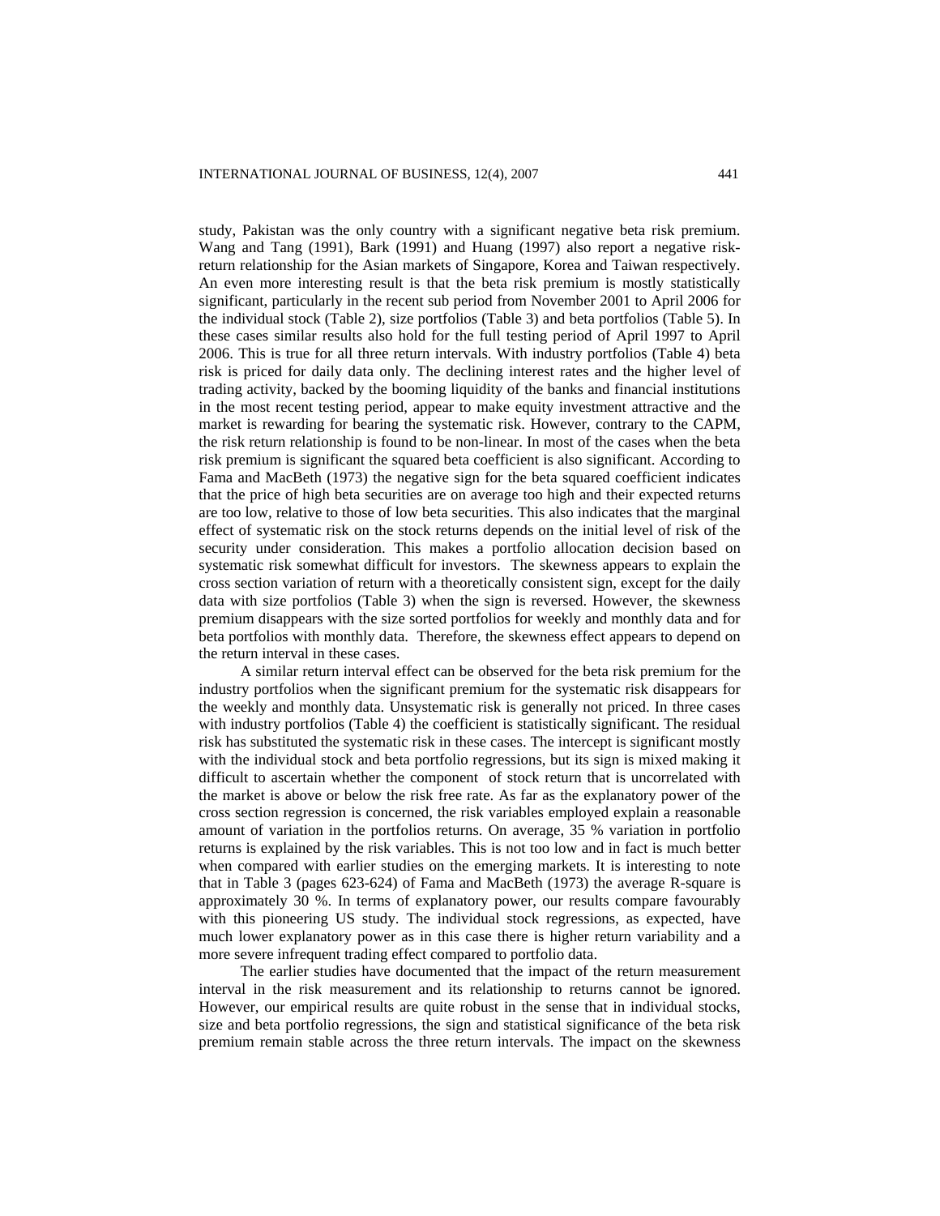study, Pakistan was the only country with a significant negative beta risk premium. Wang and Tang (1991), Bark (1991) and Huang (1997) also report a negative risk-return relationship for the Asian markets of Singapore, Korea and Taiwan respectively. An even more interesting result is that the beta risk premium is mostly statistically significant, particularly in the recent sub period from November 2001 to April 2006 for the individual stock (Table 2), size portfolios (Table 3) and beta portfolios (Table 5). In these cases similar results also hold for the full testing period of April 1997 to April 2006. This is true for all three return intervals. With industry portfolios (Table 4) beta risk is priced for daily data only. The declining interest rates and the higher level of trading activity, backed by the booming liquidity of the banks and financial institutions in the most recent testing period, appear to make equity investment attractive and the market is rewarding for bearing the systematic risk. However, contrary to the CAPM, the risk return relationship is found to be non-linear. In most of the cases when the beta risk premium is significant the squared beta coefficient is also significant. According to Fama and MacBeth (1973) the negative sign for the beta squared coefficient indicates that the price of high beta securities are on average too high and their expected returns are too low, relative to those of low beta securities. This also indicates that the marginal effect of systematic risk on the stock returns depends on the initial level of risk of the security under consideration. This makes a portfolio allocation decision based on systematic risk somewhat difficult for investors. The skewness appears to explain the cross section variation of return with a theoretically consistent sign, except for the daily data with size portfolios (Table 3) when the sign is reversed. However, the skewness premium disappears with the size sorted portfolios for weekly and monthly data and for beta portfolios with monthly data. Therefore, the skewness effect appears to depend on the return interval in these cases.

A similar return interval effect can be observed for the beta risk premium for the industry portfolios when the significant premium for the systematic risk disappears for the weekly and monthly data. Unsystematic risk is generally not priced. In three cases with industry portfolios (Table 4) the coefficient is statistically significant. The residual risk has substituted the systematic risk in these cases. The intercept is significant mostly with the individual stock and beta portfolio regressions, but its sign is mixed making it difficult to ascertain whether the component of stock return that is uncorrelated with the market is above or below the risk free rate. As far as the explanatory power of the cross section regression is concerned, the risk variables employed explain a reasonable amount of variation in the portfolios returns. On average, 35 % variation in portfolio returns is explained by the risk variables. This is not too low and in fact is much better when compared with earlier studies on the emerging markets. It is interesting to note that in Table 3 (pages 623-624) of Fama and MacBeth (1973) the average R-square is approximately 30 %. In terms of explanatory power, our results compare favourably with this pioneering US study. The individual stock regressions, as expected, have much lower explanatory power as in this case there is higher return variability and a more severe infrequent trading effect compared to portfolio data.

The earlier studies have documented that the impact of the return measurement interval in the risk measurement and its relationship to returns cannot be ignored. However, our empirical results are quite robust in the sense that in individual stocks, size and beta portfolio regressions, the sign and statistical significance of the beta risk premium remain stable across the three return intervals. The impact on the skewness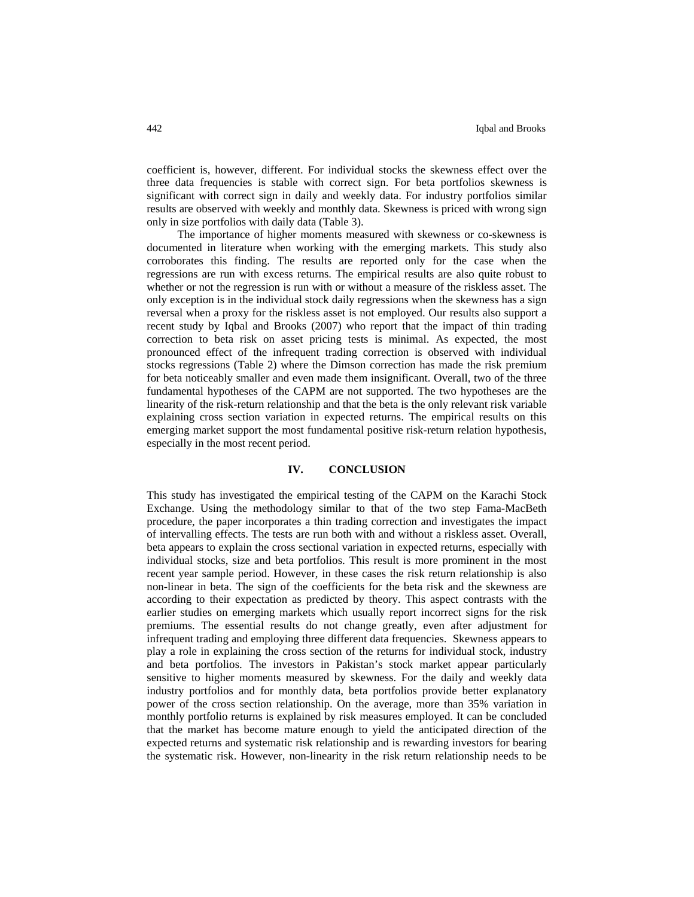coefficient is, however, different. For individual stocks the skewness effect over the three data frequencies is stable with correct sign. For beta portfolios skewness is significant with correct sign in daily and weekly data. For industry portfolios similar results are observed with weekly and monthly data. Skewness is priced with wrong sign only in size portfolios with daily data (Table 3).

The importance of higher moments measured with skewness or co-skewness is documented in literature when working with the emerging markets. This study also corroborates this finding. The results are reported only for the case when the regressions are run with excess returns. The empirical results are also quite robust to whether or not the regression is run with or without a measure of the riskless asset. The only exception is in the individual stock daily regressions when the skewness has a sign reversal when a proxy for the riskless asset is not employed. Our results also support a recent study by Iqbal and Brooks (2007) who report that the impact of thin trading correction to beta risk on asset pricing tests is minimal. As expected, the most pronounced effect of the infrequent trading correction is observed with individual stocks regressions (Table 2) where the Dimson correction has made the risk premium for beta noticeably smaller and even made them insignificant. Overall, two of the three fundamental hypotheses of the CAPM are not supported. The two hypotheses are the linearity of the risk-return relationship and that the beta is the only relevant risk variable explaining cross section variation in expected returns. The empirical results on this emerging market support the most fundamental positive risk-return relation hypothesis, especially in the most recent period.

## IV. CONCLUSION

This study has investigated the empirical testing of the CAPM on the Karachi Stock Exchange. Using the methodology similar to that of the two step Fama-MacBeth procedure, the paper incorporates a thin trading correction and investigates the impact of intervalling effects. The tests are run both with and without a riskless asset. Overall, beta appears to explain the cross sectional variation in expected returns, especially with individual stocks, size and beta portfolios. This result is more prominent in the most recent year sample period. However, in these cases the risk return relationship is also non-linear in beta. The sign of the coefficients for the beta risk and the skewness are according to their expectation as predicted by theory. This aspect contrasts with the earlier studies on emerging markets which usually report incorrect signs for the risk premiums. The essential results do not change greatly, even after adjustment for infrequent trading and employing three different data frequencies. Skewness appears to play a role in explaining the cross section of the returns for individual stock, industry and beta portfolios. The investors in Pakistan's stock market appear particularly sensitive to higher moments measured by skewness. For the daily and weekly data industry portfolios and for monthly data, beta portfolios provide better explanatory power of the cross section relationship. On the average, more than 35% variation in monthly portfolio returns is explained by risk measures employed. It can be concluded that the market has become mature enough to yield the anticipated direction of the expected returns and systematic risk relationship and is rewarding investors for bearing the systematic risk. However, non-linearity in the risk return relationship needs to be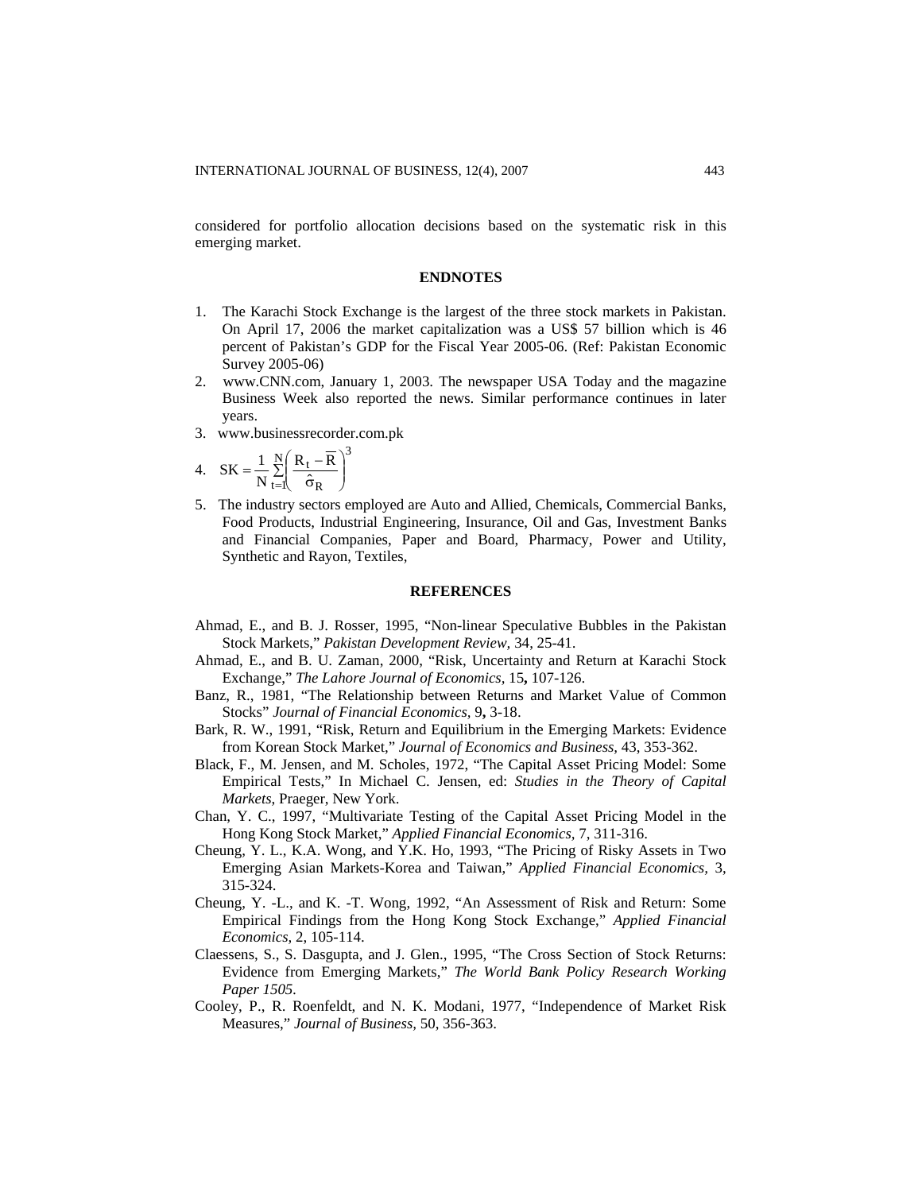considered for portfolio allocation decisions based on the systematic risk in this emerging market.

## ENDNOTES

1. The Karachi Stock Exchange is the largest of the three stock markets in Pakistan. On April 17, 2006 the market capitalization was a US$ 57 billion which is 46 percent of Pakistan's GDP for the Fiscal Year 2005-06. (Ref: Pakistan Economic Survey 2005-06)
2. www.CNN.com, January 1, 2003. The newspaper USA Today and the magazine Business Week also reported the news. Similar performance continues in later years.
3. www.businessrecorder.com.pk
4. $SK = \frac{1}{N}\sum_{t=1}^{N}\left(\frac{R_t - \overline{R}}{\hat{\sigma}_R}\right)^3$
5. The industry sectors employed are Auto and Allied, Chemicals, Commercial Banks, Food Products, Industrial Engineering, Insurance, Oil and Gas, Investment Banks and Financial Companies, Paper and Board, Pharmacy, Power and Utility, Synthetic and Rayon, Textiles,

## REFERENCES

Ahmad, E., and B. J. Rosser, 1995, "Non-linear Speculative Bubbles in the Pakistan Stock Markets," *Pakistan Development Review,* 34, 25-41.

Ahmad, E., and B. U. Zaman, 2000, "Risk, Uncertainty and Return at Karachi Stock Exchange," *The Lahore Journal of Economics,* 15**,** 107-126.

Banz, R., 1981, "The Relationship between Returns and Market Value of Common Stocks" *Journal of Financial Economics,* 9**,** 3-18.

Bark, R. W., 1991, "Risk, Return and Equilibrium in the Emerging Markets: Evidence from Korean Stock Market," *Journal of Economics and Business,* 43, 353-362.

Black, F., M. Jensen, and M. Scholes, 1972, "The Capital Asset Pricing Model: Some Empirical Tests," In Michael C. Jensen, ed: *Studies in the Theory of Capital Markets*, Praeger, New York.

Chan, Y. C., 1997, "Multivariate Testing of the Capital Asset Pricing Model in the Hong Kong Stock Market," *Applied Financial Economics,* 7, 311-316.

Cheung, Y. L., K.A. Wong, and Y.K. Ho, 1993, "The Pricing of Risky Assets in Two Emerging Asian Markets-Korea and Taiwan," *Applied Financial Economics,* 3, 315-324.

Cheung, Y. -L., and K. -T. Wong, 1992, "An Assessment of Risk and Return: Some Empirical Findings from the Hong Kong Stock Exchange," *Applied Financial Economics,* 2, 105-114.

Claessens, S., S. Dasgupta, and J. Glen., 1995, "The Cross Section of Stock Returns: Evidence from Emerging Markets," *The World Bank Policy Research Working Paper 1505*.

Cooley, P., R. Roenfeldt, and N. K. Modani, 1977, "Independence of Market Risk Measures," *Journal of Business,* 50, 356-363.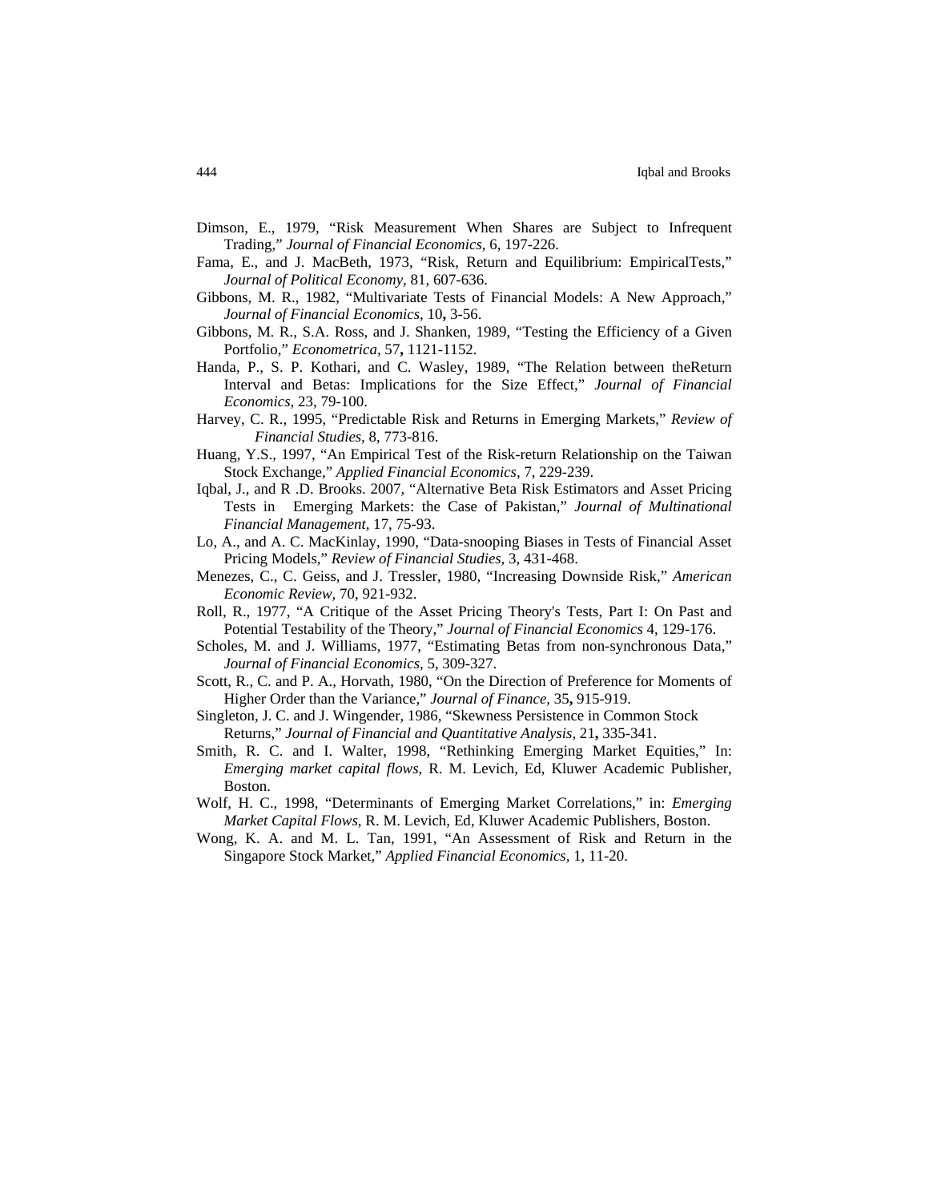Dimson, E., 1979, "Risk Measurement When Shares are Subject to Infrequent Trading," *Journal of Financial Economics,* 6, 197-226.

Fama, E., and J. MacBeth, 1973, "Risk, Return and Equilibrium: EmpiricalTests," *Journal of Political Economy,* 81, 607-636.

Gibbons, M. R., 1982, "Multivariate Tests of Financial Models: A New Approach," *Journal of Financial Economics,* 10**,** 3-56.

Gibbons, M. R., S.A. Ross, and J. Shanken, 1989, "Testing the Efficiency of a Given Portfolio," *Econometrica,* 57**,** 1121-1152.

Handa, P., S. P. Kothari, and C. Wasley, 1989, "The Relation between theReturn Interval and Betas: Implications for the Size Effect," *Journal of Financial Economics,* 23, 79-100.

Harvey, C. R., 1995, "Predictable Risk and Returns in Emerging Markets," *Review of Financial Studies,* 8, 773-816.

Huang, Y.S., 1997, "An Empirical Test of the Risk-return Relationship on the Taiwan Stock Exchange," *Applied Financial Economics,* 7, 229-239.

Iqbal, J., and R .D. Brooks. 2007, "Alternative Beta Risk Estimators and Asset Pricing Tests in Emerging Markets: the Case of Pakistan," *Journal of Multinational Financial Management*, 17, 75-93.

Lo, A., and A. C. MacKinlay, 1990, "Data-snooping Biases in Tests of Financial Asset Pricing Models," *Review of Financial Studies,* 3, 431-468.

Menezes, C., C. Geiss, and J. Tressler, 1980, "Increasing Downside Risk," *American Economic Review,* 70, 921-932.

Roll, R., 1977, "A Critique of the Asset Pricing Theory's Tests, Part I: On Past and Potential Testability of the Theory," *Journal of Financial Economics* 4, 129-176.

Scholes, M. and J. Williams, 1977, "Estimating Betas from non-synchronous Data," *Journal of Financial Economics*, 5, 309-327.

Scott, R., C. and P. A., Horvath, 1980, "On the Direction of Preference for Moments of Higher Order than the Variance," *Journal of Finance,* 35**,** 915-919.

Singleton, J. C. and J. Wingender, 1986, "Skewness Persistence in Common Stock Returns," *Journal of Financial and Quantitative Analysis,* 21**,** 335-341.

Smith, R. C. and I. Walter, 1998, "Rethinking Emerging Market Equities," In: *Emerging market capital flows,* R. M. Levich, Ed, Kluwer Academic Publisher, Boston.

Wolf, H. C., 1998, "Determinants of Emerging Market Correlations," in: *Emerging Market Capital Flows*, R. M. Levich, Ed, Kluwer Academic Publishers, Boston.

Wong, K. A. and M. L. Tan, 1991, "An Assessment of Risk and Return in the Singapore Stock Market," *Applied Financial Economics,* 1, 11-20.